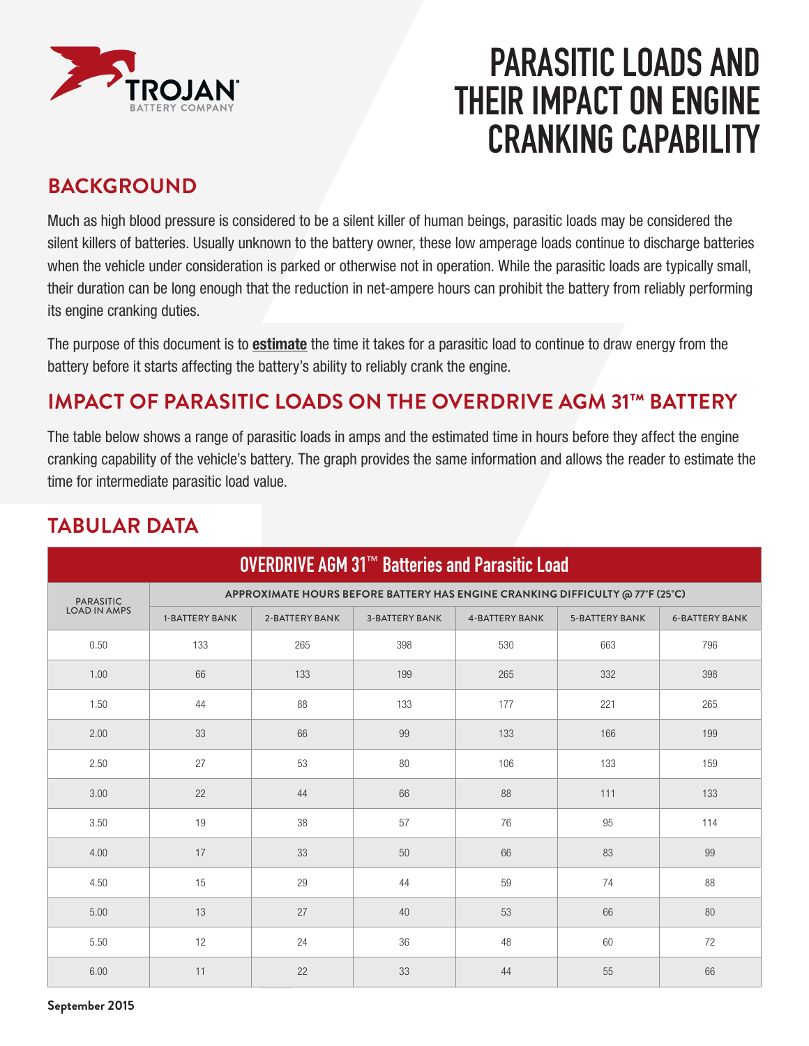# PARASITIC LOADS AND THEIR IMPACT ON ENGINE CRANKING CAPABILITY

## BACKGROUND

Much as high blood pressure is considered to be a silent killer of human beings, parasitic loads may be considered the silent killers of batteries. Usually unknown to the battery owner, these low amperage loads continue to discharge batteries when the vehicle under consideration is parked or otherwise not in operation. While the parasitic loads are typically small, their duration can be long enough that the reduction in net-ampere hours can prohibit the battery from reliably performing its engine cranking duties.

The purpose of this document is to **estimate** the time it takes for a parasitic load to continue to draw energy from the battery before it starts affecting the battery's ability to reliably crank the engine.

## IMPACT OF PARASITIC LOADS ON THE OVERDRIVE AGM 31™ BATTERY

The table below shows a range of parasitic loads in amps and the estimated time in hours before they affect the engine cranking capability of the vehicle's battery. The graph provides the same information and allows the reader to estimate the time for intermediate parasitic load value.

## TABULAR DATA

**OVERDRIVE AGM 31™ Batteries and Parasitic Load**

| PARASITIC LOAD IN AMPS | APPROXIMATE HOURS BEFORE BATTERY HAS ENGINE CRANKING DIFFICULTY @ 77°F (25°C) | | | | | |
|---|---|---|---|---|---|---|
| | 1-BATTERY BANK | 2-BATTERY BANK | 3-BATTERY BANK | 4-BATTERY BANK | 5-BATTERY BANK | 6-BATTERY BANK |
| 0.50 | 133 | 265 | 398 | 530 | 663 | 796 |
| 1.00 | 66 | 133 | 199 | 265 | 332 | 398 |
| 1.50 | 44 | 88 | 133 | 177 | 221 | 265 |
| 2.00 | 33 | 66 | 99 | 133 | 166 | 199 |
| 2.50 | 27 | 53 | 80 | 106 | 133 | 159 |
| 3.00 | 22 | 44 | 66 | 88 | 111 | 133 |
| 3.50 | 19 | 38 | 57 | 76 | 95 | 114 |
| 4.00 | 17 | 33 | 50 | 66 | 83 | 99 |
| 4.50 | 15 | 29 | 44 | 59 | 74 | 88 |
| 5.00 | 13 | 27 | 40 | 53 | 66 | 80 |
| 5.50 | 12 | 24 | 36 | 48 | 60 | 72 |
| 6.00 | 11 | 22 | 33 | 44 | 55 | 66 |

September 2015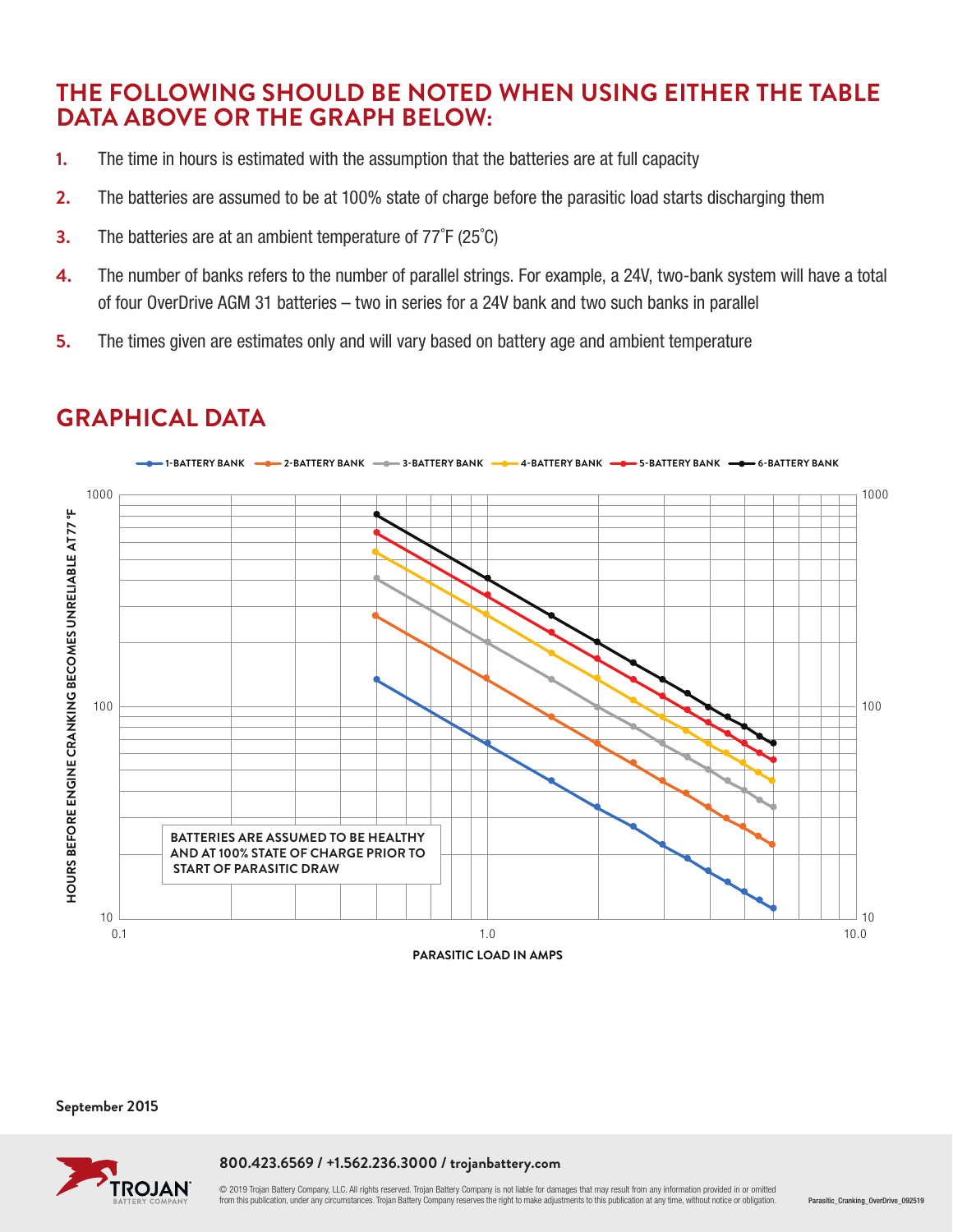## THE FOLLOWING SHOULD BE NOTED WHEN USING EITHER THE TABLE DATA ABOVE OR THE GRAPH BELOW:

1. The time in hours is estimated with the assumption that the batteries are at full capacity
2. The batteries are assumed to be at 100% state of charge before the parasitic load starts discharging them
3. The batteries are at an ambient temperature of 77˚F (25˚C)
4. The number of banks refers to the number of parallel strings. For example, a 24V, two-bank system will have a total of four OverDrive AGM 31 batteries – two in series for a 24V bank and two such banks in parallel
5. The times given are estimates only and will vary based on battery age and ambient temperature

## GRAPHICAL DATA

1-BATTERY BANK
2-BATTERY BANK
3-BATTERY BANK
4-BATTERY BANK
5-BATTERY BANK
6-BATTERY BANK

HOURS BEFORE ENGINE CRANKING BECOMES UNRELIABLE AT 77 °F

1000
100
10

0.1
1.0
10.0

PARASITIC LOAD IN AMPS

BATTERIES ARE ASSUMED TO BE HEALTHY AND AT 100% STATE OF CHARGE PRIOR TO START OF PARASITIC DRAW

September 2015

**800.423.6569 / +1.562.236.3000 / trojanbattery.com**

© 2019 Trojan Battery Company, LLC. All rights reserved. Trojan Battery Company is not liable for damages that may result from any information provided in or omitted from this publication, under any circumstances. Trojan Battery Company reserves the right to make adjustments to this publication at any time, without notice or obligation.

Parasitic_Cranking_OverDrive_092519